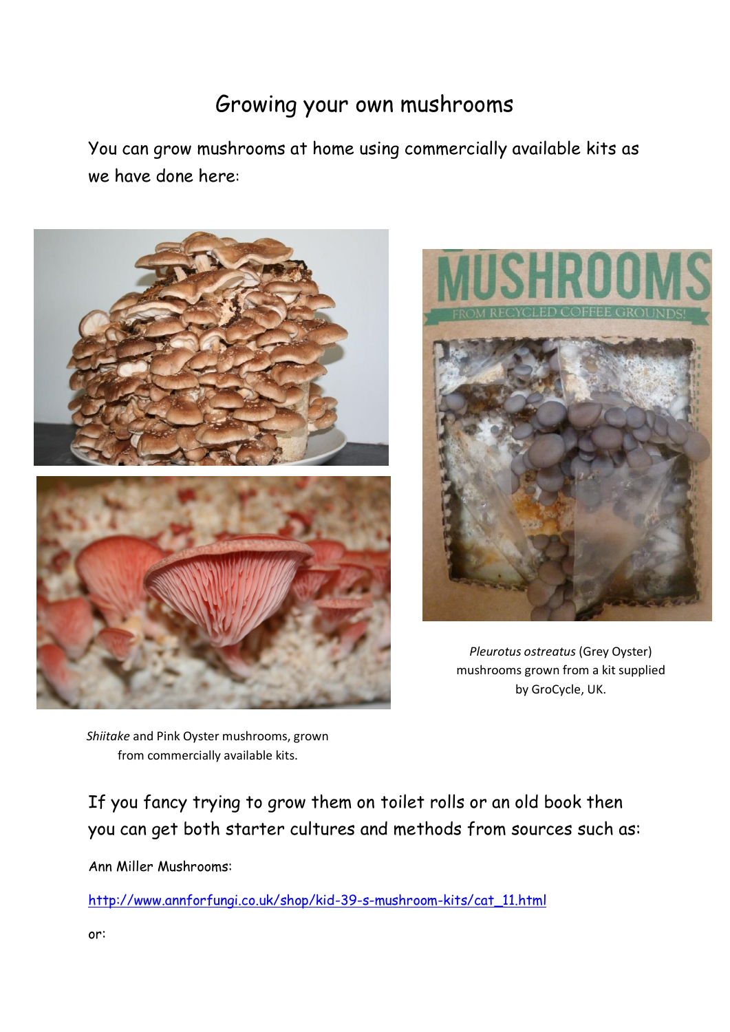# Growing your own mushrooms

You can grow mushrooms at home using commercially available kits as we have done here:

*Pleurotus ostreatus* (Grey Oyster) mushrooms grown from a kit supplied by GroCycle, UK.

*Shiitake* and Pink Oyster mushrooms, grown from commercially available kits.

If you fancy trying to grow them on toilet rolls or an old book then you can get both starter cultures and methods from sources such as:

Ann Miller Mushrooms:

http://www.annforfungi.co.uk/shop/kid-39-s-mushroom-kits/cat_11.html

or: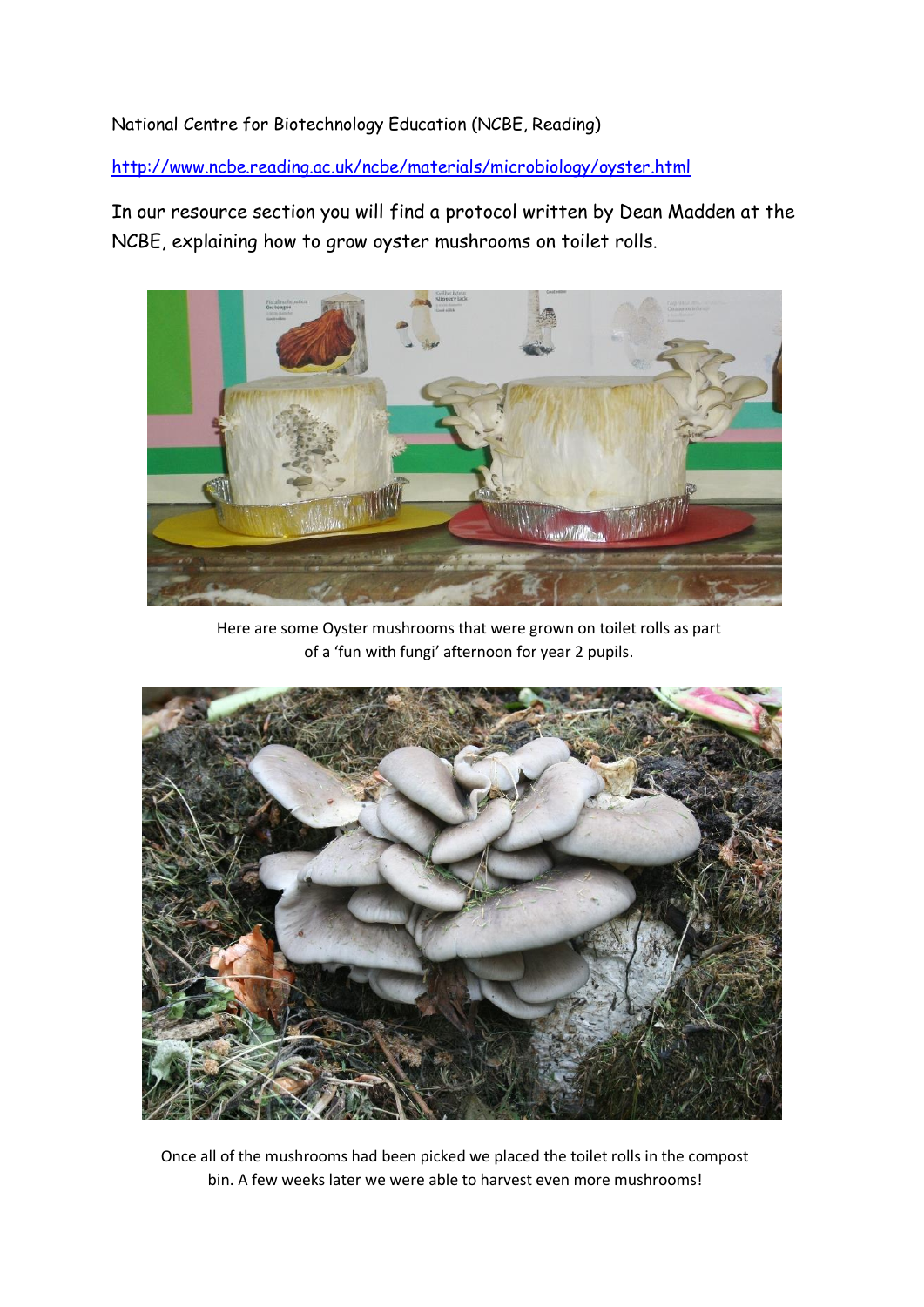National Centre for Biotechnology Education (NCBE, Reading)

[http://www.ncbe.reading.ac.uk/ncbe/materials/microbiology/oyster.html](http://www.ncbe.reading.ac.uk/ncbe/materials/microbiology/oyster.html)

In our resource section you will find a protocol written by Dean Madden at the NCBE, explaining how to grow oyster mushrooms on toilet rolls.

Here are some Oyster mushrooms that were grown on toilet rolls as part of a 'fun with fungi' afternoon for year 2 pupils.

Once all of the mushrooms had been picked we placed the toilet rolls in the compost bin. A few weeks later we were able to harvest even more mushrooms!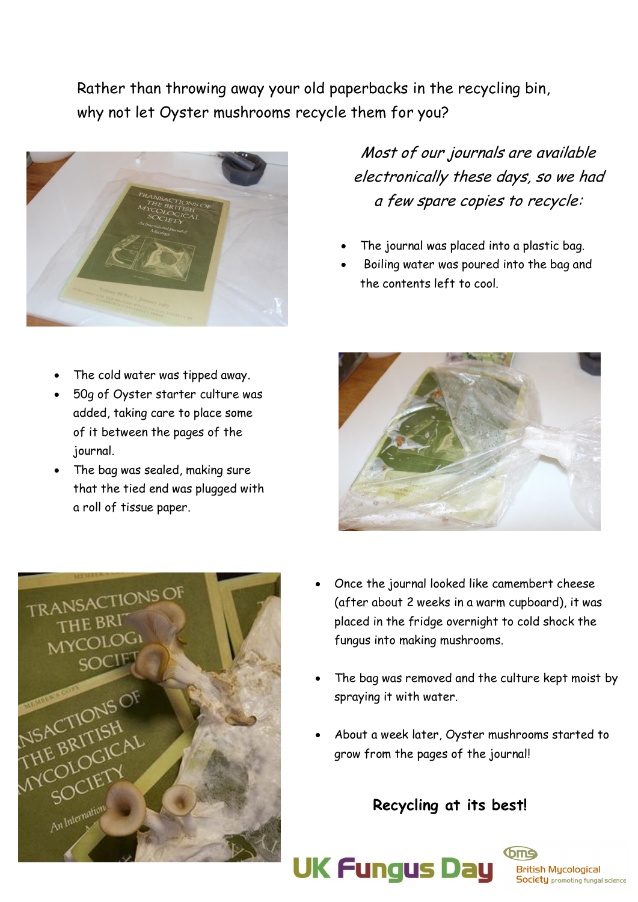Rather than throwing away your old paperbacks in the recycling bin, why not let Oyster mushrooms recycle them for you?

*Most of our journals are available electronically these days, so we had a few spare copies to recycle:*

- The journal was placed into a plastic bag.
- Boiling water was poured into the bag and the contents left to cool.
- The cold water was tipped away.
- 50g of Oyster starter culture was added, taking care to place some of it between the pages of the journal.
- The bag was sealed, making sure that the tied end was plugged with a roll of tissue paper.
- Once the journal looked like camembert cheese (after about 2 weeks in a warm cupboard), it was placed in the fridge overnight to cold shock the fungus into making mushrooms.
- The bag was removed and the culture kept moist by spraying it with water.
- About a week later, Oyster mushrooms started to grow from the pages of the journal!

**Recycling at its best!**

UK Fungus Day

British Mycological Society promoting fungal science